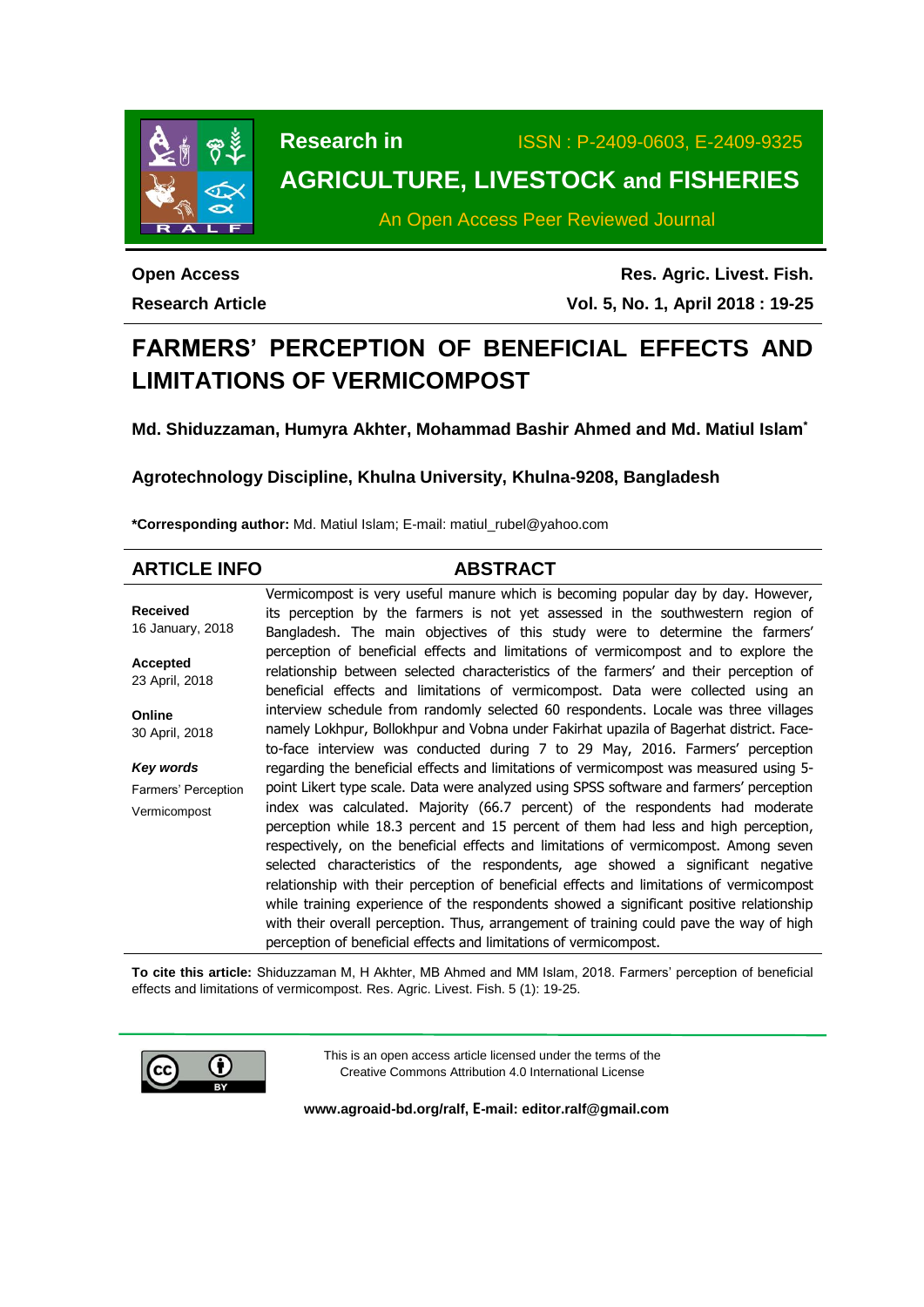Research in

ISSN : P-2409-0603, E-2409-9325

**AGRICULTURE, LIVESTOCK and FISHERIES**

An Open Access Peer Reviewed Journal

**Open Access**

**Research Article**

# FARMERS' PERCEPTION OF BENEFICIAL EFFECTS AND LIMITATIONS OF VERMICOMPOST

**Md. Shiduzzaman, Humyra Akhter, Mohammad Bashir Ahmed and Md. Matiul Islam***

**Agrotechnology Discipline, Khulna University, Khulna-9208, Bangladesh**

***Corresponding author:** Md. Matiul Islam; E-mail: matiul_rubel@yahoo.com

## ARTICLE INFO

**Received**
16 January, 2018

**Accepted**
23 April, 2018

**Online**
30 April, 2018

***Key words***
Farmers' Perception
Vermicompost

## ABSTRACT

Vermicompost is very useful manure which is becoming popular day by day. However, its perception by the farmers is not yet assessed in the southwestern region of Bangladesh. The main objectives of this study were to determine the farmers' perception of beneficial effects and limitations of vermicompost and to explore the relationship between selected characteristics of the farmers' and their perception of beneficial effects and limitations of vermicompost. Data were collected using an interview schedule from randomly selected 60 respondents. Locale was three villages namely Lokhpur, Bollokhpur and Vobna under Fakirhat upazila of Bagerhat district. Face-to-face interview was conducted during 7 to 29 May, 2016. Farmers' perception regarding the beneficial effects and limitations of vermicompost was measured using 5-point Likert type scale. Data were analyzed using SPSS software and farmers' perception index was calculated. Majority (66.7 percent) of the respondents had moderate perception while 18.3 percent and 15 percent of them had less and high perception, respectively, on the beneficial effects and limitations of vermicompost. Among seven selected characteristics of the respondents, age showed a significant negative relationship with their perception of beneficial effects and limitations of vermicompost while training experience of the respondents showed a significant positive relationship with their overall perception. Thus, arrangement of training could pave the way of high perception of beneficial effects and limitations of vermicompost.

**To cite this article:** Shiduzzaman M, H Akhter, MB Ahmed and MM Islam, 2018. Farmers' perception of beneficial effects and limitations of vermicompost. Res. Agric. Livest. Fish. 5 (1): 19-25.

This is an open access article licensed under the terms of the Creative Commons Attribution 4.0 International License

**www.agroaid-bd.org/ralf, E-mail: editor.ralf@gmail.com**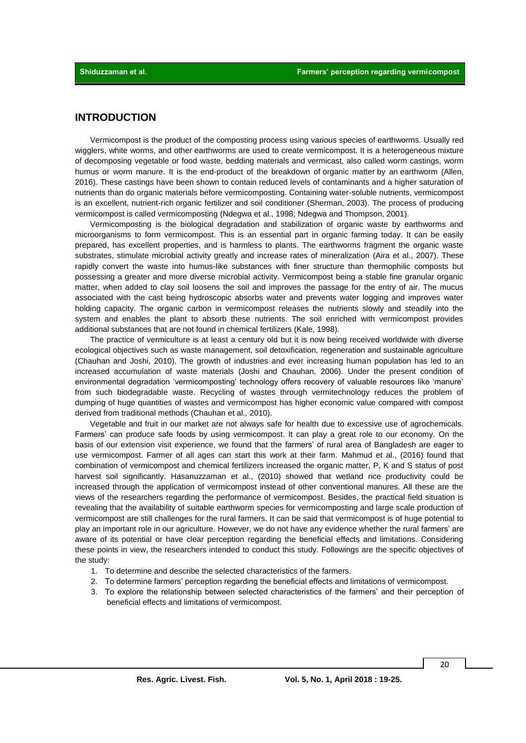## INTRODUCTION

Vermicompost is the product of the composting process using various species of earthworms. Usually red wigglers, white worms, and other earthworms are used to create vermicompost. It is a heterogeneous mixture of decomposing vegetable or food waste, bedding materials and vermicast, also called worm castings, worm humus or worm manure. It is the end-product of the breakdown of organic matter by an earthworm (Allen, 2016). These castings have been shown to contain reduced levels of contaminants and a higher saturation of nutrients than do organic materials before vermicomposting. Containing water-soluble nutrients, vermicompost is an excellent, nutrient-rich organic fertilizer and soil conditioner (Sherman, 2003). The process of producing vermicompost is called vermicomposting (Ndegwa et al., 1998; Ndegwa and Thompson, 2001).

Vermicomposting is the biological degradation and stabilization of organic waste by earthworms and microorganisms to form vermicompost. This is an essential part in organic farming today. It can be easily prepared, has excellent properties, and is harmless to plants. The earthworms fragment the organic waste substrates, stimulate microbial activity greatly and increase rates of mineralization (Aira et al., 2007). These rapidly convert the waste into humus-like substances with finer structure than thermophilic composts but possessing a greater and more diverse microbial activity. Vermicompost being a stable fine granular organic matter, when added to clay soil loosens the soil and improves the passage for the entry of air. The mucus associated with the cast being hydroscopic absorbs water and prevents water logging and improves water holding capacity. The organic carbon in vermicompost releases the nutrients slowly and steadily into the system and enables the plant to absorb these nutrients. The soil enriched with vermicompost provides additional substances that are not found in chemical fertilizers (Kale, 1998).

The practice of vermiculture is at least a century old but it is now being received worldwide with diverse ecological objectives such as waste management, soil detoxification, regeneration and sustainable agriculture (Chauhan and Joshi, 2010). The growth of industries and ever increasing human population has led to an increased accumulation of waste materials (Joshi and Chauhan, 2006). Under the present condition of environmental degradation 'vermicomposting' technology offers recovery of valuable resources like 'manure' from such biodegradable waste. Recycling of wastes through vermitechnology reduces the problem of dumping of huge quantities of wastes and vermicompost has higher economic value compared with compost derived from traditional methods (Chauhan et al., 2010).

Vegetable and fruit in our market are not always safe for health due to excessive use of agrochemicals. Farmers' can produce safe foods by using vermicompost. It can play a great role to our economy. On the basis of our extension visit experience, we found that the farmers' of rural area of Bangladesh are eager to use vermicompost. Farmer of all ages can start this work at their farm. Mahmud et al., (2016) found that combination of vermicompost and chemical fertilizers increased the organic matter, P, K and S status of post harvest soil significantly. Hasanuzzaman et al., (2010) showed that wetland rice productivity could be increased through the application of vermicompost instead of other conventional manures. All these are the views of the researchers regarding the performance of vermicompost. Besides, the practical field situation is revealing that the availability of suitable earthworm species for vermicomposting and large scale production of vermicompost are still challenges for the rural farmers. It can be said that vermicompost is of huge potential to play an important role in our agriculture. However, we do not have any evidence whether the rural farmers' are aware of its potential or have clear perception regarding the beneficial effects and limitations. Considering these points in view, the researchers intended to conduct this study. Followings are the specific objectives of the study:

1. To determine and describe the selected characteristics of the farmers.
2. To determine farmers' perception regarding the beneficial effects and limitations of vermicompost.
3. To explore the relationship between selected characteristics of the farmers' and their perception of beneficial effects and limitations of vermicompost.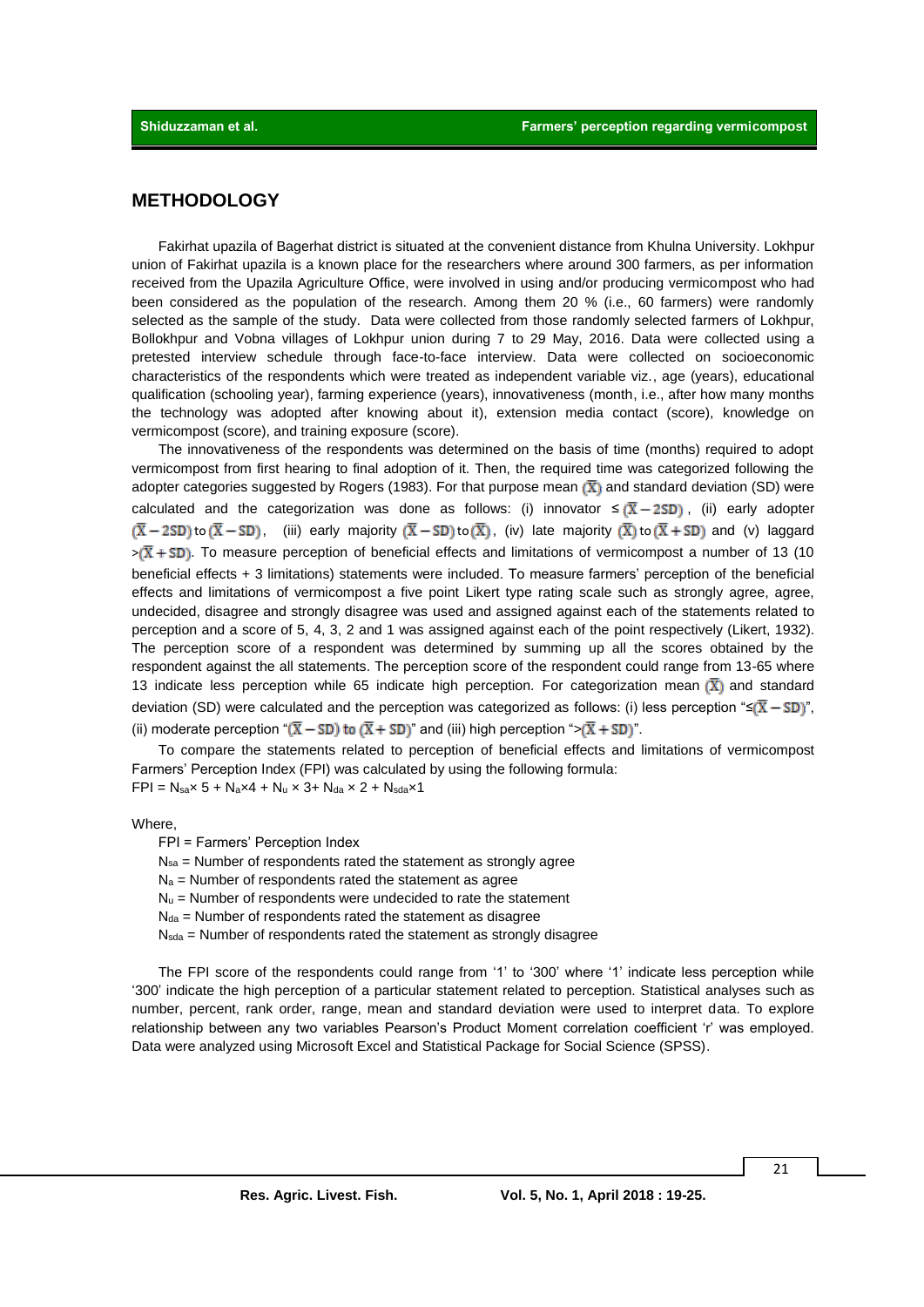## METHODOLOGY

Fakirhat upazila of Bagerhat district is situated at the convenient distance from Khulna University. Lokhpur union of Fakirhat upazila is a known place for the researchers where around 300 farmers, as per information received from the Upazila Agriculture Office, were involved in using and/or producing vermicompost who had been considered as the population of the research. Among them 20 % (i.e., 60 farmers) were randomly selected as the sample of the study. Data were collected from those randomly selected farmers of Lokhpur, Bollokhpur and Vobna villages of Lokhpur union during 7 to 29 May, 2016. Data were collected using a pretested interview schedule through face-to-face interview. Data were collected on socioeconomic characteristics of the respondents which were treated as independent variable viz., age (years), educational qualification (schooling year), farming experience (years), innovativeness (month, i.e., after how many months the technology was adopted after knowing about it), extension media contact (score), knowledge on vermicompost (score), and training exposure (score).

The innovativeness of the respondents was determined on the basis of time (months) required to adopt vermicompost from first hearing to final adoption of it. Then, the required time was categorized following the adopter categories suggested by Rogers (1983). For that purpose mean $(\overline{X})$ and standard deviation (SD) were calculated and the categorization was done as follows: (i) innovator $\leq(\overline{X}-2SD)$, (ii) early adopter $(\overline{X}-2SD)$ to $(\overline{X}-SD)$, (iii) early majority $(\overline{X}-SD)$ to $(\overline{X})$, (iv) late majority $(\overline{X})$ to $(\overline{X}+SD)$ and (v) laggard $>(\overline{X}+SD)$. To measure perception of beneficial effects and limitations of vermicompost a number of 13 (10 beneficial effects + 3 limitations) statements were included. To measure farmers' perception of the beneficial effects and limitations of vermicompost a five point Likert type rating scale such as strongly agree, agree, undecided, disagree and strongly disagree was used and assigned against each of the statements related to perception and a score of 5, 4, 3, 2 and 1 was assigned against each of the point respectively (Likert, 1932). The perception score of a respondent was determined by summing up all the scores obtained by the respondent against the all statements. The perception score of the respondent could range from 13-65 where 13 indicate less perception while 65 indicate high perception. For categorization mean $(\overline{X})$ and standard deviation (SD) were calculated and the perception was categorized as follows: (i) less perception "$\leq(\overline{X}-SD)$", (ii) moderate perception "$(\overline{X}-SD)$ to $(\overline{X}+SD)$" and (iii) high perception "$>(\overline{X}+SD)$".

To compare the statements related to perception of beneficial effects and limitations of vermicompost Farmers' Perception Index (FPI) was calculated by using the following formula:

$$FPI = N_{sa}\times 5 + N_a\times 4 + N_u \times 3 + N_{da} \times 2 + N_{sda}\times 1$$

Where,

FPI = Farmers' Perception Index

$N_{sa}$ = Number of respondents rated the statement as strongly agree

$N_a$ = Number of respondents rated the statement as agree

$N_u$ = Number of respondents were undecided to rate the statement

$N_{da}$ = Number of respondents rated the statement as disagree

$N_{sda}$ = Number of respondents rated the statement as strongly disagree

The FPI score of the respondents could range from '1' to '300' where '1' indicate less perception while '300' indicate the high perception of a particular statement related to perception. Statistical analyses such as number, percent, rank order, range, mean and standard deviation were used to interpret data. To explore relationship between any two variables Pearson's Product Moment correlation coefficient 'r' was employed. Data were analyzed using Microsoft Excel and Statistical Package for Social Science (SPSS).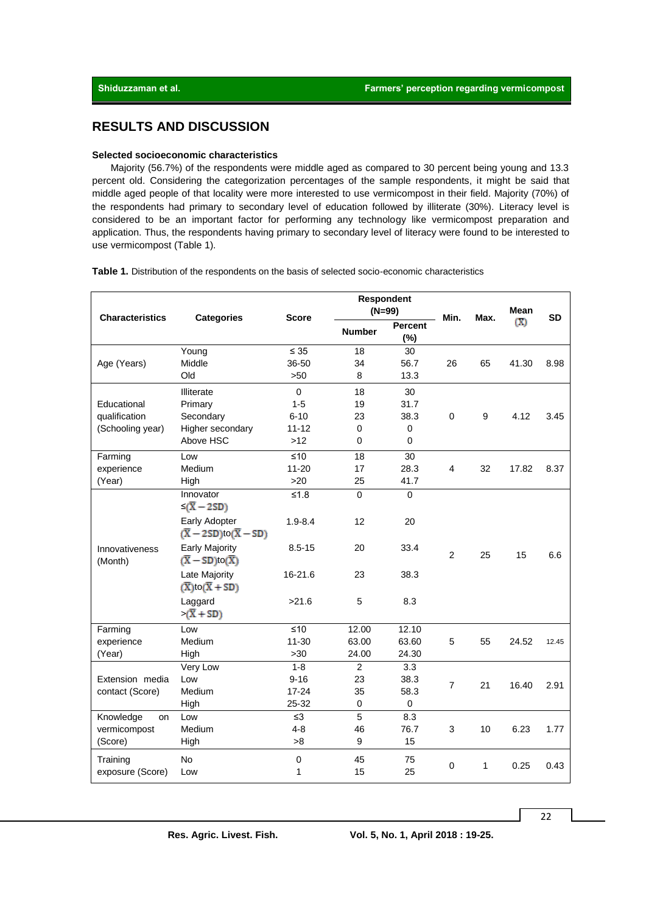## RESULTS AND DISCUSSION

### Selected socioeconomic characteristics

Majority (56.7%) of the respondents were middle aged as compared to 30 percent being young and 13.3 percent old. Considering the categorization percentages of the sample respondents, it might be said that middle aged people of that locality were more interested to use vermicompost in their field. Majority (70%) of the respondents had primary to secondary level of education followed by illiterate (30%). Literacy level is considered to be an important factor for performing any technology like vermicompost preparation and application. Thus, the respondents having primary to secondary level of literacy were found to be interested to use vermicompost (Table 1).

**Table 1.** Distribution of the respondents on the basis of selected socio-economic characteristics

| Characteristics | Categories | Score | Respondent (N=99) | | Min. | Max. | Mean ($\bar{X}$) | SD |
|---|---|---|---|---|---|---|---|---|
| | | | Number | Percent (%) | | | | |
| Age (Years) | Young | ≤ 35 | 18 | 30 | 26 | 65 | 41.30 | 8.98 |
| | Middle | 36-50 | 34 | 56.7 | | | | |
| | Old | >50 | 8 | 13.3 | | | | |
| Educational qualification (Schooling year) | Illiterate | 0 | 18 | 30 | 0 | 9 | 4.12 | 3.45 |
| | Primary | 1-5 | 19 | 31.7 | | | | |
| | Secondary | 6-10 | 23 | 38.3 | | | | |
| | Higher secondary | 11-12 | 0 | 0 | | | | |
| | Above HSC | >12 | 0 | 0 | | | | |
| Farming experience (Year) | Low | ≤10 | 18 | 30 | 4 | 32 | 17.82 | 8.37 |
| | Medium | 11-20 | 17 | 28.3 | | | | |
| | High | >20 | 25 | 41.7 | | | | |
| Innovativeness (Month) | Innovator ≤$(\bar{X}-2SD)$ | ≤1.8 | 0 | 0 | 2 | 25 | 15 | 6.6 |
| | Early Adopter $(\bar{X}-2SD)$to$(\bar{X}-SD)$ | 1.9-8.4 | 12 | 20 | | | | |
| | Early Majority $(\bar{X}-SD)$to$(\bar{X})$ | 8.5-15 | 20 | 33.4 | | | | |
| | Late Majority $(\bar{X})$to$(\bar{X}+SD)$ | 16-21.6 | 23 | 38.3 | | | | |
| | Laggard >$(\bar{X}+SD)$ | >21.6 | 5 | 8.3 | | | | |
| Farming experience (Year) | Low | ≤10 | 12.00 | 12.10 | 5 | 55 | 24.52 | 12.45 |
| | Medium | 11-30 | 63.00 | 63.60 | | | | |
| | High | >30 | 24.00 | 24.30 | | | | |
| Extension media contact (Score) | Very Low | 1-8 | 2 | 3.3 | 7 | 21 | 16.40 | 2.91 |
| | Low | 9-16 | 23 | 38.3 | | | | |
| | Medium | 17-24 | 35 | 58.3 | | | | |
| | High | 25-32 | 0 | 0 | | | | |
| Knowledge on vermicompost (Score) | Low | ≤3 | 5 | 8.3 | 3 | 10 | 6.23 | 1.77 |
| | Medium | 4-8 | 46 | 76.7 | | | | |
| | High | >8 | 9 | 15 | | | | |
| Training exposure (Score) | No | 0 | 45 | 75 | 0 | 1 | 0.25 | 0.43 |
| | Low | 1 | 15 | 25 | | | | |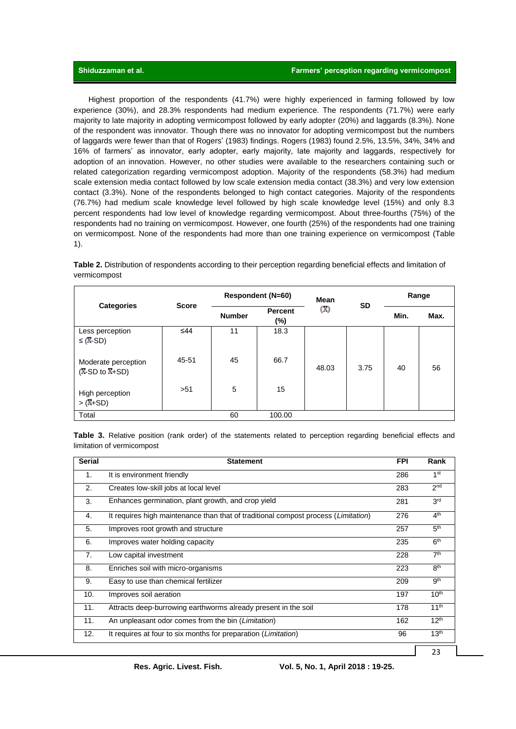Highest proportion of the respondents (41.7%) were highly experienced in farming followed by low experience (30%), and 28.3% respondents had medium experience. The respondents (71.7%) were early majority to late majority in adopting vermicompost followed by early adopter (20%) and laggards (8.3%). None of the respondent was innovator. Though there was no innovator for adopting vermicompost but the numbers of laggards were fewer than that of Rogers' (1983) findings. Rogers (1983) found 2.5%, 13.5%, 34%, 34% and 16% of farmers' as innovator, early adopter, early majority, late majority and laggards, respectively for adoption of an innovation. However, no other studies were available to the researchers containing such or related categorization regarding vermicompost adoption. Majority of the respondents (58.3%) had medium scale extension media contact followed by low scale extension media contact (38.3%) and very low extension contact (3.3%). None of the respondents belonged to high contact categories. Majority of the respondents (76.7%) had medium scale knowledge level followed by high scale knowledge level (15%) and only 8.3 percent respondents had low level of knowledge regarding vermicompost. About three-fourths (75%) of the respondents had no training on vermicompost. However, one fourth (25%) of the respondents had one training on vermicompost. None of the respondents had more than one training experience on vermicompost (Table 1).

**Table 2.** Distribution of respondents according to their perception regarding beneficial effects and limitation of vermicompost

| Categories | Score | Respondent (N=60) | | Mean ($\bar{X}$) | SD | Range | |
|---|---|---|---|---|---|---|---|
| | | Number | Percent (%) | | | Min. | Max. |
| Less perception ≤ ($\bar{X}$-SD) | ≤44 | 11 | 18.3 | 48.03 | 3.75 | 40 | 56 |
| Moderate perception ($\bar{X}$-SD to $\bar{X}$+SD) | 45-51 | 45 | 66.7 | | | | |
| High perception > ($\bar{X}$+SD) | >51 | 5 | 15 | | | | |
| Total | | 60 | 100.00 | | | | |

**Table 3.** Relative position (rank order) of the statements related to perception regarding beneficial effects and limitation of vermicompost

| Serial | Statement | FPI | Rank |
|---|---|---|---|
| 1. | It is environment friendly | 286 | 1st |
| 2. | Creates low-skill jobs at local level | 283 | 2nd |
| 3. | Enhances germination, plant growth, and crop yield | 281 | 3rd |
| 4. | It requires high maintenance than that of traditional compost process (*Limitation*) | 276 | 4th |
| 5. | Improves root growth and structure | 257 | 5th |
| 6. | Improves water holding capacity | 235 | 6th |
| 7. | Low capital investment | 228 | 7th |
| 8. | Enriches soil with micro-organisms | 223 | 8th |
| 9. | Easy to use than chemical fertilizer | 209 | 9th |
| 10. | Improves soil aeration | 197 | 10th |
| 11. | Attracts deep-burrowing earthworms already present in the soil | 178 | 11th |
| 11. | An unpleasant odor comes from the bin (*Limitation*) | 162 | 12th |
| 12. | It requires at four to six months for preparation (*Limitation*) | 96 | 13th |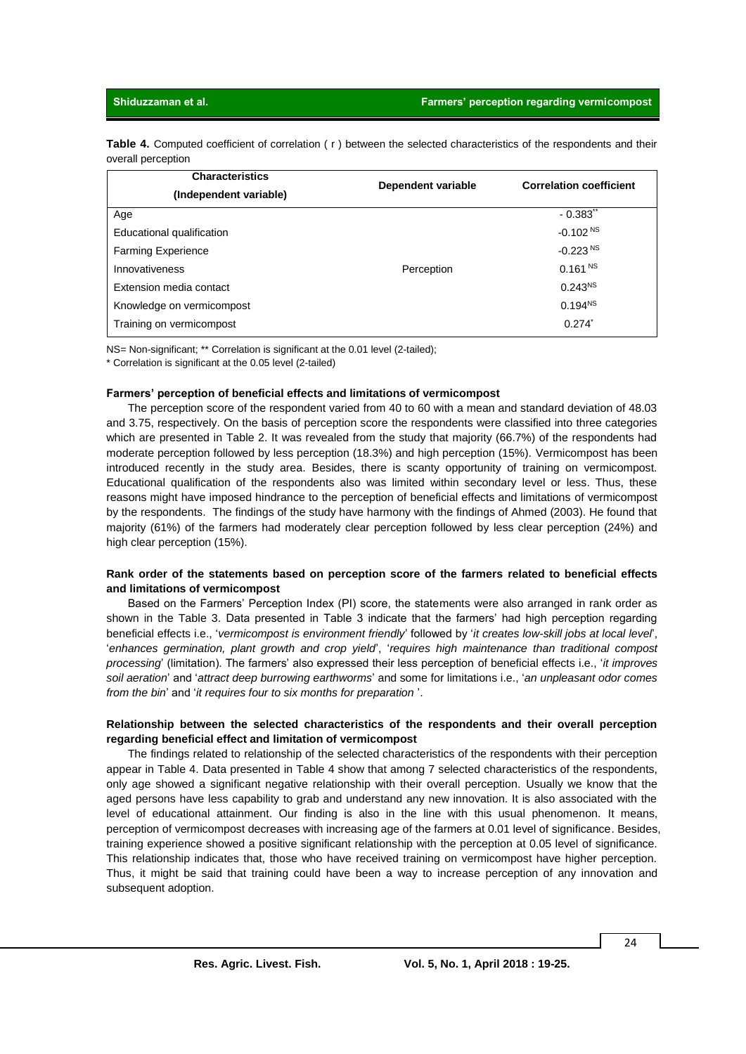**Table 4.** Computed coefficient of correlation ( r ) between the selected characteristics of the respondents and their overall perception

| Characteristics (Independent variable) | Dependent variable | Correlation coefficient |
|---|---|---|
| Age | | - 0.383** |
| Educational qualification | | -0.102 NS |
| Farming Experience | | -0.223 NS |
| Innovativeness | Perception | 0.161 NS |
| Extension media contact | | 0.243NS |
| Knowledge on vermicompost | | 0.194NS |
| Training on vermicompost | | 0.274* |

NS= Non-significant; ** Correlation is significant at the 0.01 level (2-tailed);

* Correlation is significant at the 0.05 level (2-tailed)

**Farmers' perception of beneficial effects and limitations of vermicompost**

The perception score of the respondent varied from 40 to 60 with a mean and standard deviation of 48.03 and 3.75, respectively. On the basis of perception score the respondents were classified into three categories which are presented in Table 2. It was revealed from the study that majority (66.7%) of the respondents had moderate perception followed by less perception (18.3%) and high perception (15%). Vermicompost has been introduced recently in the study area. Besides, there is scanty opportunity of training on vermicompost. Educational qualification of the respondents also was limited within secondary level or less. Thus, these reasons might have imposed hindrance to the perception of beneficial effects and limitations of vermicompost by the respondents. The findings of the study have harmony with the findings of Ahmed (2003). He found that majority (61%) of the farmers had moderately clear perception followed by less clear perception (24%) and high clear perception (15%).

**Rank order of the statements based on perception score of the farmers related to beneficial effects and limitations of vermicompost**

Based on the Farmers' Perception Index (PI) score, the statements were also arranged in rank order as shown in the Table 3. Data presented in Table 3 indicate that the farmers' had high perception regarding beneficial effects i.e., '*vermicompost is environment friendly*' followed by '*it creates low-skill jobs at local level*', '*enhances germination, plant growth and crop yield*', '*requires high maintenance than traditional compost processing*' (limitation). The farmers' also expressed their less perception of beneficial effects i.e., '*it improves soil aeration*' and '*attract deep burrowing earthworms*' and some for limitations i.e., '*an unpleasant odor comes from the bin*' and '*it requires four to six months for preparation* '.

**Relationship between the selected characteristics of the respondents and their overall perception regarding beneficial effect and limitation of vermicompost**

The findings related to relationship of the selected characteristics of the respondents with their perception appear in Table 4. Data presented in Table 4 show that among 7 selected characteristics of the respondents, only age showed a significant negative relationship with their overall perception. Usually we know that the aged persons have less capability to grab and understand any new innovation. It is also associated with the level of educational attainment. Our finding is also in the line with this usual phenomenon. It means, perception of vermicompost decreases with increasing age of the farmers at 0.01 level of significance. Besides, training experience showed a positive significant relationship with the perception at 0.05 level of significance. This relationship indicates that, those who have received training on vermicompost have higher perception. Thus, it might be said that training could have been a way to increase perception of any innovation and subsequent adoption.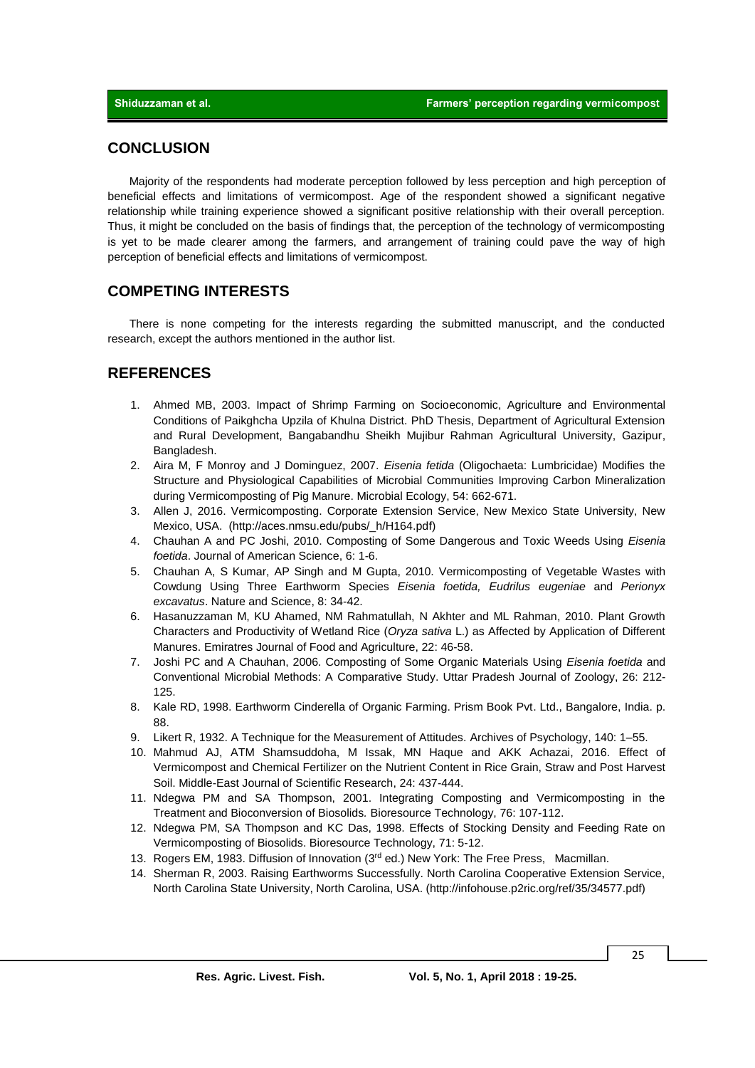## CONCLUSION

Majority of the respondents had moderate perception followed by less perception and high perception of beneficial effects and limitations of vermicompost. Age of the respondent showed a significant negative relationship while training experience showed a significant positive relationship with their overall perception. Thus, it might be concluded on the basis of findings that, the perception of the technology of vermicomposting is yet to be made clearer among the farmers, and arrangement of training could pave the way of high perception of beneficial effects and limitations of vermicompost.

## COMPETING INTERESTS

There is none competing for the interests regarding the submitted manuscript, and the conducted research, except the authors mentioned in the author list.

## REFERENCES

1. Ahmed MB, 2003. Impact of Shrimp Farming on Socioeconomic, Agriculture and Environmental Conditions of Paikghcha Upzila of Khulna District. PhD Thesis, Department of Agricultural Extension and Rural Development, Bangabandhu Sheikh Mujibur Rahman Agricultural University, Gazipur, Bangladesh.
2. Aira M, F Monroy and J Dominguez, 2007. *Eisenia fetida* (Oligochaeta: Lumbricidae) Modifies the Structure and Physiological Capabilities of Microbial Communities Improving Carbon Mineralization during Vermicomposting of Pig Manure. Microbial Ecology, 54: 662-671.
3. Allen J, 2016. Vermicomposting. Corporate Extension Service, New Mexico State University, New Mexico, USA. (http://aces.nmsu.edu/pubs/_h/H164.pdf)
4. Chauhan A and PC Joshi, 2010. Composting of Some Dangerous and Toxic Weeds Using *Eisenia foetida*. Journal of American Science, 6: 1-6.
5. Chauhan A, S Kumar, AP Singh and M Gupta, 2010. Vermicomposting of Vegetable Wastes with Cowdung Using Three Earthworm Species *Eisenia foetida, Eudrilus eugeniae* and *Perionyx excavatus*. Nature and Science, 8: 34-42.
6. Hasanuzzaman M, KU Ahamed, NM Rahmatullah, N Akhter and ML Rahman, 2010. Plant Growth Characters and Productivity of Wetland Rice (*Oryza sativa* L.) as Affected by Application of Different Manures. Emiratres Journal of Food and Agriculture, 22: 46-58.
7. Joshi PC and A Chauhan, 2006. Composting of Some Organic Materials Using *Eisenia foetida* and Conventional Microbial Methods: A Comparative Study. Uttar Pradesh Journal of Zoology, 26: 212-125.
8. Kale RD, 1998. Earthworm Cinderella of Organic Farming. Prism Book Pvt. Ltd., Bangalore, India. p. 88.
9. Likert R, 1932. A Technique for the Measurement of Attitudes. Archives of Psychology, 140: 1–55.
10. Mahmud AJ, ATM Shamsuddoha, M Issak, MN Haque and AKK Achazai, 2016. Effect of Vermicompost and Chemical Fertilizer on the Nutrient Content in Rice Grain, Straw and Post Harvest Soil. Middle-East Journal of Scientific Research, 24: 437-444.
11. Ndegwa PM and SA Thompson, 2001. Integrating Composting and Vermicomposting in the Treatment and Bioconversion of Biosolids. Bioresource Technology, 76: 107-112.
12. Ndegwa PM, SA Thompson and KC Das, 1998. Effects of Stocking Density and Feeding Rate on Vermicomposting of Biosolids. Bioresource Technology, 71: 5-12.
13. Rogers EM, 1983. Diffusion of Innovation (3rd ed.) New York: The Free Press, Macmillan.
14. Sherman R, 2003. Raising Earthworms Successfully. North Carolina Cooperative Extension Service, North Carolina State University, North Carolina, USA. (http://infohouse.p2ric.org/ref/35/34577.pdf)